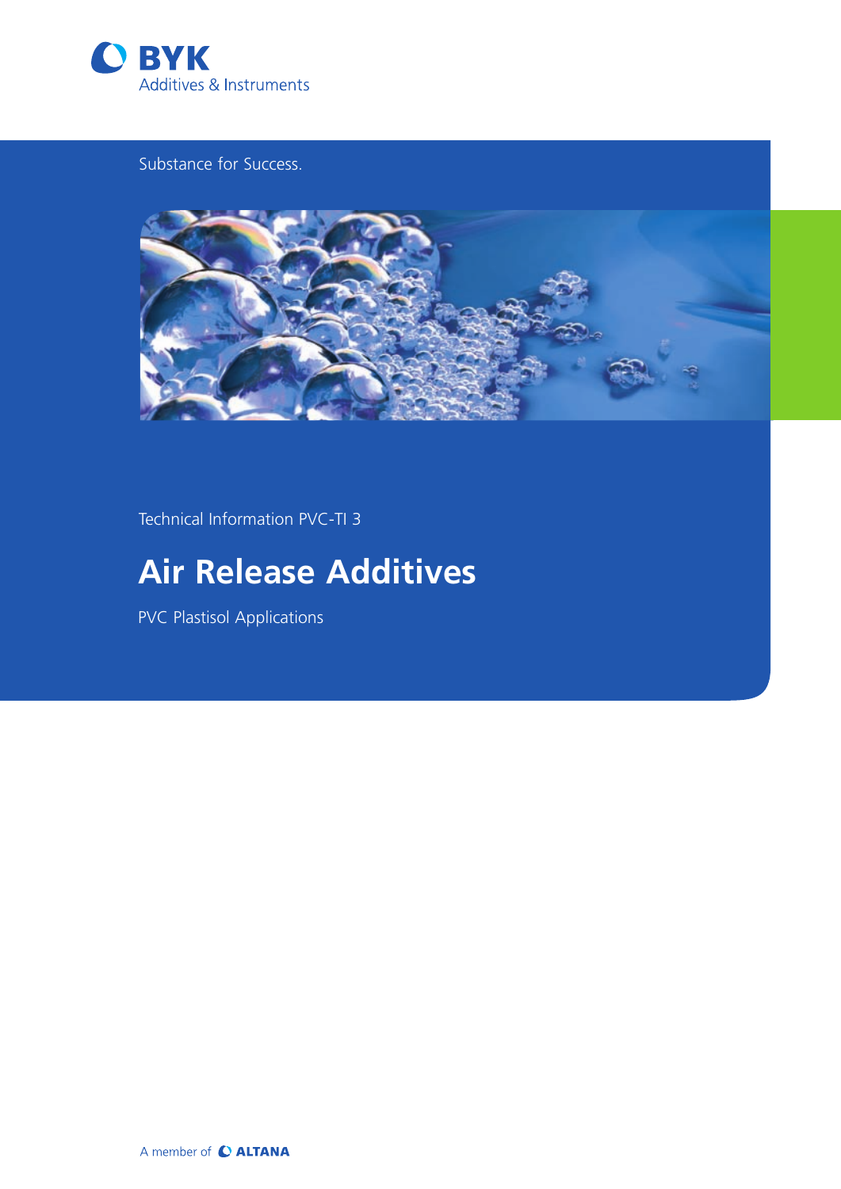BYK

Additives & Instruments

Substance for Success.

Technical Information PVC-TI 3

# Air Release Additives

PVC Plastisol Applications

A member of ALTANA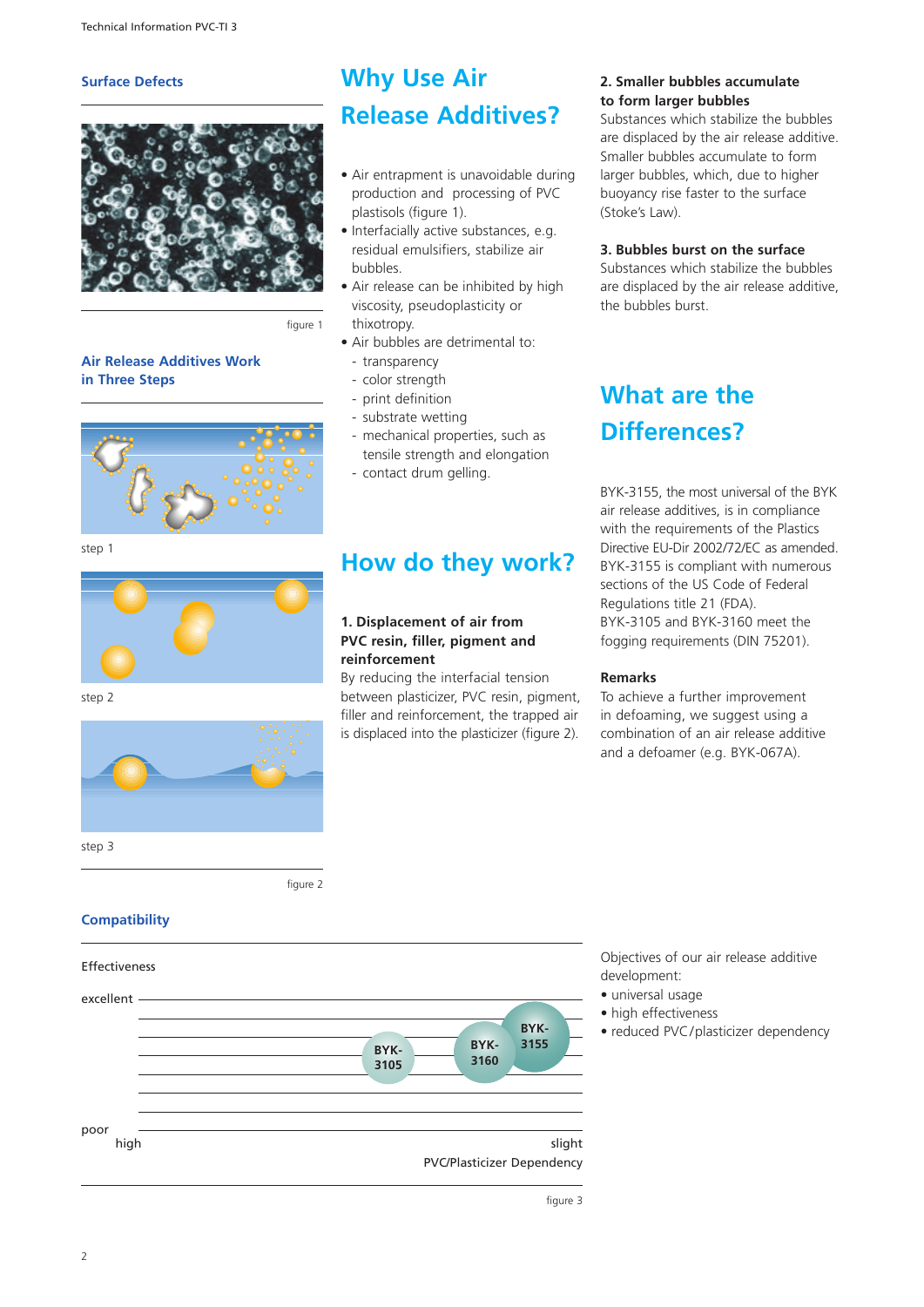## Surface Defects

figure 1

## Air Release Additives Work in Three Steps

step 1

step 2

step 3

figure 2

# Why Use Air Release Additives?

- Air entrapment is unavoidable during production and processing of PVC plastisols (figure 1).
- Interfacially active substances, e.g. residual emulsifiers, stabilize air bubbles.
- Air release can be inhibited by high viscosity, pseudoplasticity or thixotropy.
- Air bubbles are detrimental to:
  - transparency
  - color strength
  - print definition
  - substrate wetting
  - mechanical properties, such as tensile strength and elongation
  - contact drum gelling.

# How do they work?

### 1. Displacement of air from PVC resin, filler, pigment and reinforcement

By reducing the interfacial tension between plasticizer, PVC resin, pigment, filler and reinforcement, the trapped air is displaced into the plasticizer (figure 2).

### 2. Smaller bubbles accumulate to form larger bubbles

Substances which stabilize the bubbles are displaced by the air release additive. Smaller bubbles accumulate to form larger bubbles, which, due to higher buoyancy rise faster to the surface (Stoke's Law).

### 3. Bubbles burst on the surface

Substances which stabilize the bubbles are displaced by the air release additive, the bubbles burst.

# What are the Differences?

BYK-3155, the most universal of the BYK air release additives, is in compliance with the requirements of the Plastics Directive EU-Dir 2002/72/EC as amended. BYK-3155 is compliant with numerous sections of the US Code of Federal Regulations title 21 (FDA).
BYK-3105 and BYK-3160 meet the fogging requirements (DIN 75201).

### Remarks

To achieve a further improvement in defoaming, we suggest using a combination of an air release additive and a defoamer (e.g. BYK-067A).

## Compatibility

Effectiveness

excellent

BYK-3105

BYK-3160

BYK-3155

poor

high

slight

PVC/Plasticizer Dependency

figure 3

Objectives of our air release additive development:

- universal usage
- high effectiveness
- reduced PVC/plasticizer dependency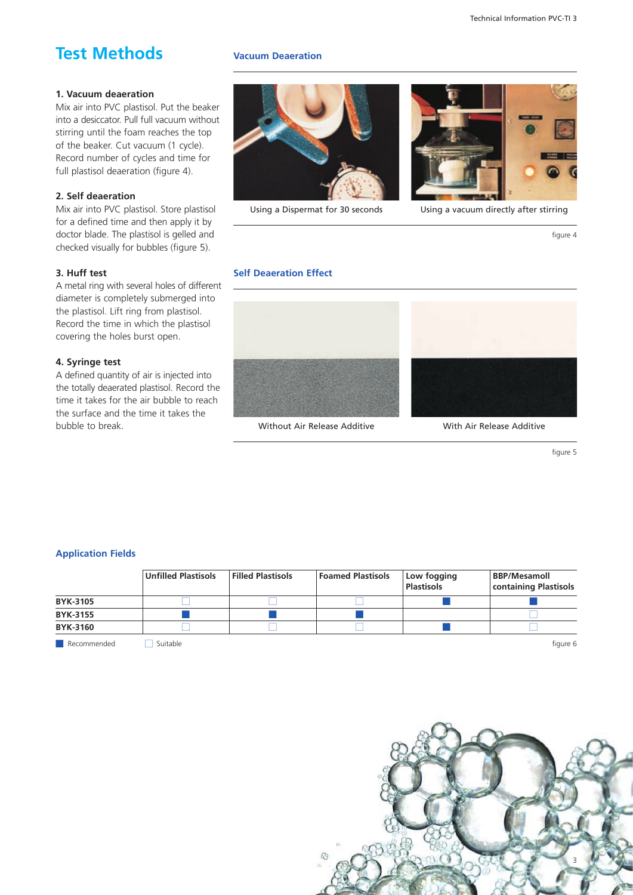# Test Methods

### 1. Vacuum deaeration

Mix air into PVC plastisol. Put the beaker into a desiccator. Pull full vacuum without stirring until the foam reaches the top of the beaker. Cut vacuum (1 cycle). Record number of cycles and time for full plastisol deaeration (figure 4).

### 2. Self deaeration

Mix air into PVC plastisol. Store plastisol for a defined time and then apply it by doctor blade. The plastisol is gelled and checked visually for bubbles (figure 5).

### 3. Huff test

A metal ring with several holes of different diameter is completely submerged into the plastisol. Lift ring from plastisol. Record the time in which the plastisol covering the holes burst open.

### 4. Syringe test

A defined quantity of air is injected into the totally deaerated plastisol. Record the time it takes for the air bubble to reach the surface and the time it takes the bubble to break.

## Vacuum Deaeration

Using a Dispermat for 30 seconds

Using a vacuum directly after stirring

figure 4

## Self Deaeration Effect

Without Air Release Additive

With Air Release Additive

figure 5

## Application Fields

| | Unfilled Plastisols | Filled Plastisols | Foamed Plastisols | Low fogging Plastisols | BBP/Mesamoll containing Plastisols |
|---|---|---|---|---|---|
| BYK-3105 | Suitable | Suitable | Suitable | Recommended | Recommended |
| BYK-3155 | Recommended | Recommended | Recommended | | Suitable |
| BYK-3160 | Suitable | Suitable | Suitable | Recommended | Suitable |

■ Recommended □ Suitable

figure 6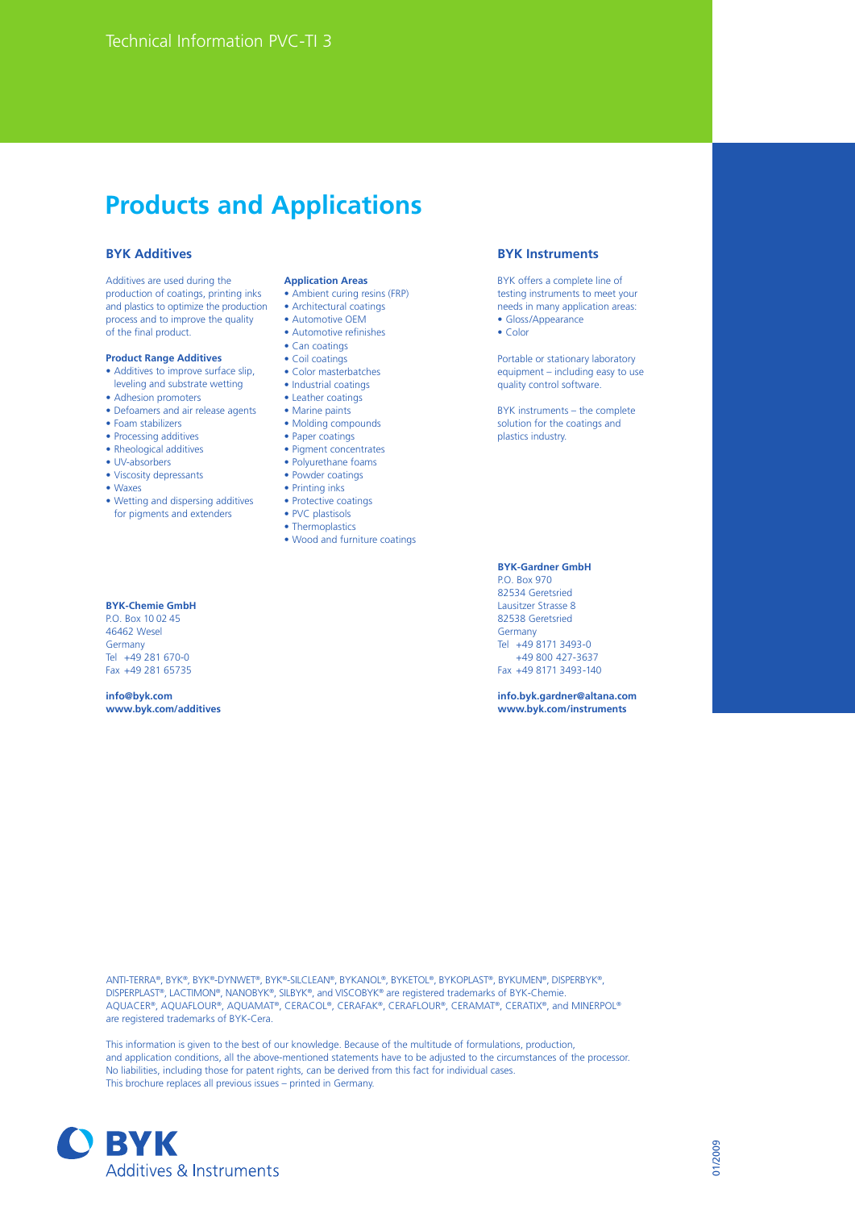# Products and Applications

## BYK Additives

Additives are used during the production of coatings, printing inks and plastics to optimize the production process and to improve the quality of the final product.

**Product Range Additives**

- Additives to improve surface slip, leveling and substrate wetting
- Adhesion promoters
- Defoamers and air release agents
- Foam stabilizers
- Processing additives
- Rheological additives
- UV-absorbers
- Viscosity depressants
- Waxes
- Wetting and dispersing additives for pigments and extenders

**Application Areas**

- Ambient curing resins (FRP)
- Architectural coatings
- Automotive OEM
- Automotive refinishes
- Can coatings
- Coil coatings
- Color masterbatches
- Industrial coatings
- Leather coatings
- Marine paints
- Molding compounds
- Paper coatings
- Pigment concentrates
- Polyurethane foams
- Powder coatings
- Printing inks
- Protective coatings
- PVC plastisols
- Thermoplastics
- Wood and furniture coatings

**BYK-Chemie GmbH**
P.O. Box 10 02 45
46462 Wesel
Germany
Tel +49 281 670-0
Fax +49 281 65735

**info@byk.com**
**www.byk.com/additives**

## BYK Instruments

BYK offers a complete line of testing instruments to meet your needs in many application areas:

- Gloss/Appearance
- Color

Portable or stationary laboratory equipment – including easy to use quality control software.

BYK instruments – the complete solution for the coatings and plastics industry.

**BYK-Gardner GmbH**
P.O. Box 970
82534 Geretsried
Lausitzer Strasse 8
82538 Geretsried
Germany
Tel +49 8171 3493-0
+49 800 427-3637
Fax +49 8171 3493-140

**info.byk.gardner@altana.com**
**www.byk.com/instruments**

ANTI-TERRA®, BYK®, BYK®-DYNWET®, BYK®-SILCLEAN®, BYKANOL®, BYKETOL®, BYKOPLAST®, BYKUMEN®, DISPERBYK®, DISPERPLAST®, LACTIMON®, NANOBYK®, SILBYK®, and VISCOBYK® are registered trademarks of BYK-Chemie. AQUACER®, AQUAFLOUR®, AQUAMAT®, CERACOL®, CERAFAK®, CERAFLOUR®, CERAMAT®, CERATIX®, and MINERPOL® are registered trademarks of BYK-Cera.

This information is given to the best of our knowledge. Because of the multitude of formulations, production, and application conditions, all the above-mentioned statements have to be adjusted to the circumstances of the processor. No liabilities, including those for patent rights, can be derived from this fact for individual cases.
This brochure replaces all previous issues – printed in Germany.

BYK
Additives & Instruments

01/2009